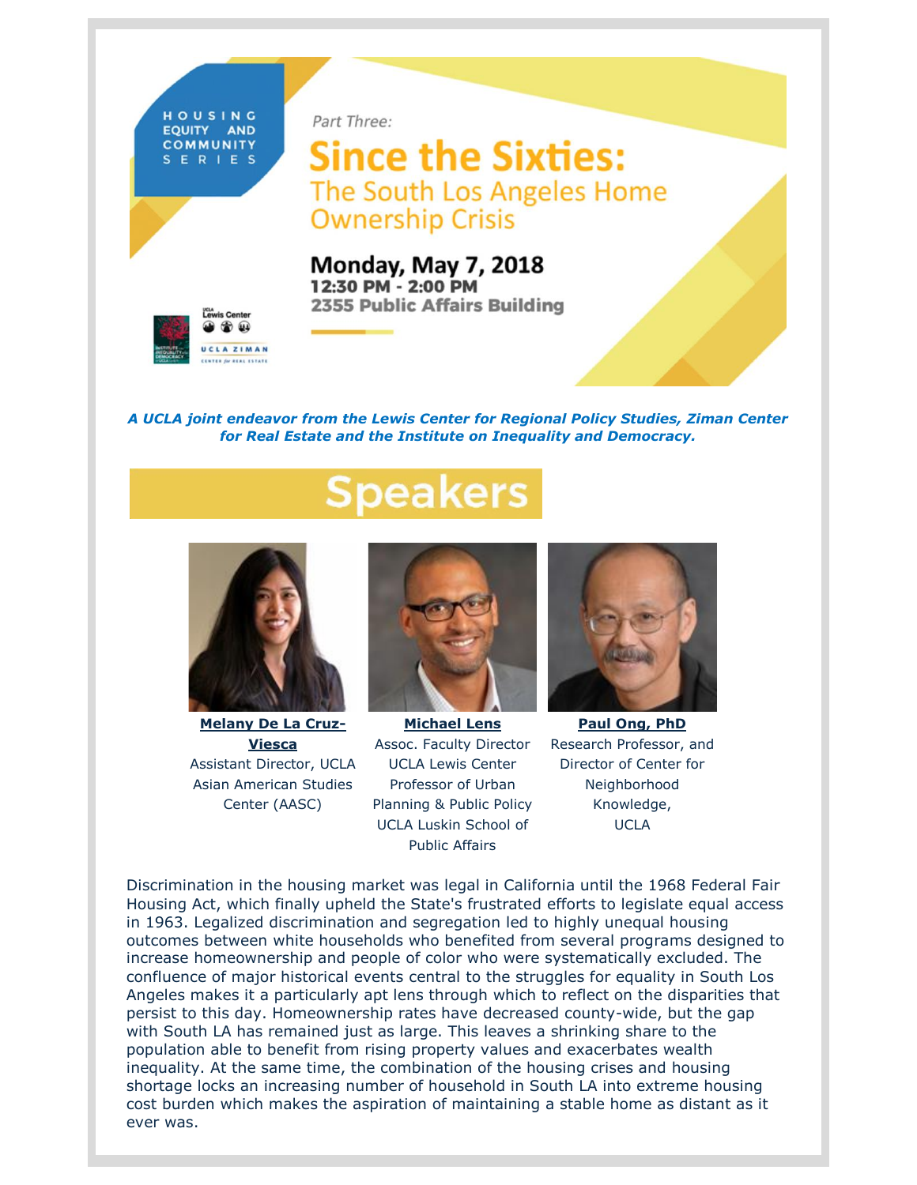HOUSING EQUITY AND COMMUNITY SERIES

*Part Three:*

# Since the Sixties:

## The South Los Angeles Home Ownership Crisis

**Monday, May 7, 2018**
**12:30 PM - 2:00 PM**
**2355 Public Affairs Building**

UCLA Lewis Center

UCLA ZIMAN CENTER for REAL ESTATE

***A UCLA joint endeavor from the Lewis Center for Regional Policy Studies, Ziman Center for Real Estate and the Institute on Inequality and Democracy.***

# Speakers

**Melany De La Cruz-Viesca**
Assistant Director, UCLA Asian American Studies Center (AASC)

**Michael Lens**
Assoc. Faculty Director UCLA Lewis Center
Professor of Urban Planning & Public Policy
UCLA Luskin School of Public Affairs

**Paul Ong, PhD**
Research Professor, and Director of Center for Neighborhood Knowledge, UCLA

Discrimination in the housing market was legal in California until the 1968 Federal Fair Housing Act, which finally upheld the State's frustrated efforts to legislate equal access in 1963. Legalized discrimination and segregation led to highly unequal housing outcomes between white households who benefited from several programs designed to increase homeownership and people of color who were systematically excluded. The confluence of major historical events central to the struggles for equality in South Los Angeles makes it a particularly apt lens through which to reflect on the disparities that persist to this day. Homeownership rates have decreased county-wide, but the gap with South LA has remained just as large. This leaves a shrinking share to the population able to benefit from rising property values and exacerbates wealth inequality. At the same time, the combination of the housing crises and housing shortage locks an increasing number of household in South LA into extreme housing cost burden which makes the aspiration of maintaining a stable home as distant as it ever was.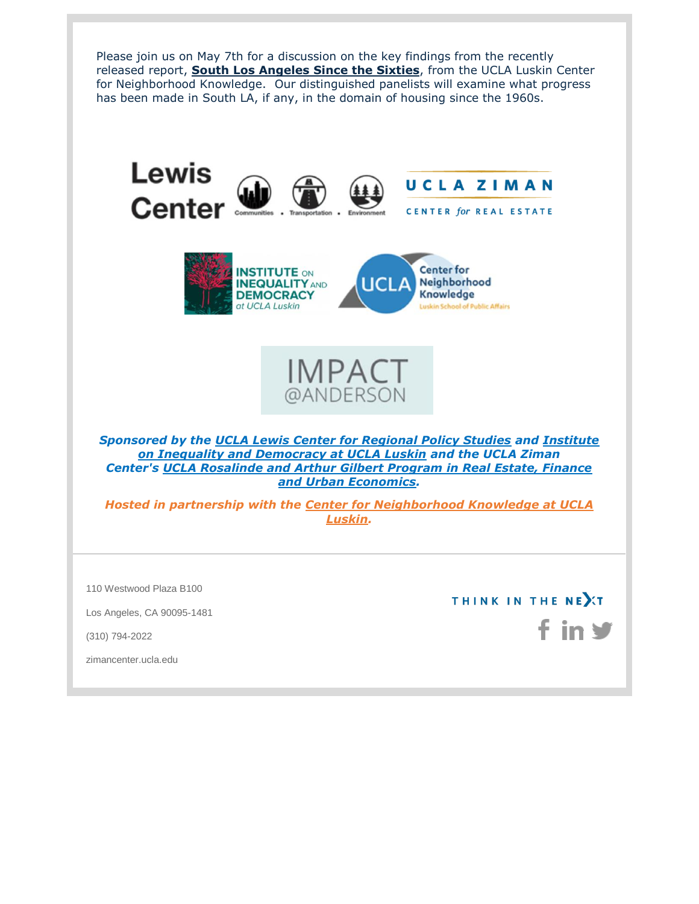Please join us on May 7th for a discussion on the key findings from the recently released report, **South Los Angeles Since the Sixties**, from the UCLA Luskin Center for Neighborhood Knowledge. Our distinguished panelists will examine what progress has been made in South LA, if any, in the domain of housing since the 1960s.

***Sponsored by the UCLA Lewis Center for Regional Policy Studies and Institute on Inequality and Democracy at UCLA Luskin and the UCLA Ziman Center's UCLA Rosalinde and Arthur Gilbert Program in Real Estate, Finance and Urban Economics.***

***Hosted in partnership with the Center for Neighborhood Knowledge at UCLA Luskin.***

110 Westwood Plaza B100

Los Angeles, CA 90095-1481

(310) 794-2022

zimancenter.ucla.edu

THINK IN THE NEXT